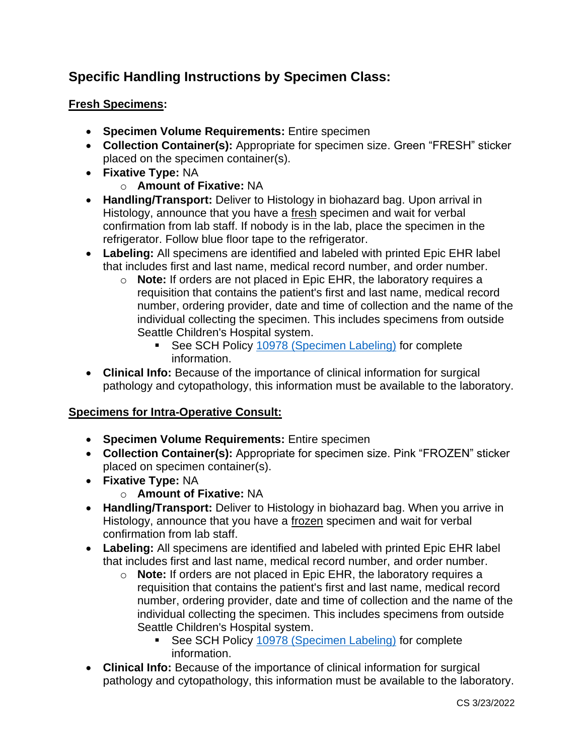# Specific Handling Instructions by Specimen Class:

## Fresh Specimens:

- **Specimen Volume Requirements:** Entire specimen
- **Collection Container(s):** Appropriate for specimen size. Green "FRESH" sticker placed on the specimen container(s).
- **Fixative Type:** NA
  - **Amount of Fixative:** NA
- **Handling/Transport:** Deliver to Histology in biohazard bag. Upon arrival in Histology, announce that you have a fresh specimen and wait for verbal confirmation from lab staff. If nobody is in the lab, place the specimen in the refrigerator. Follow blue floor tape to the refrigerator.
- **Labeling:** All specimens are identified and labeled with printed Epic EHR label that includes first and last name, medical record number, and order number.
  - **Note:** If orders are not placed in Epic EHR, the laboratory requires a requisition that contains the patient's first and last name, medical record number, ordering provider, date and time of collection and the name of the individual collecting the specimen. This includes specimens from outside Seattle Children's Hospital system.
    - See SCH Policy 10978 (Specimen Labeling) for complete information.
- **Clinical Info:** Because of the importance of clinical information for surgical pathology and cytopathology, this information must be available to the laboratory.

## Specimens for Intra-Operative Consult:

- **Specimen Volume Requirements:** Entire specimen
- **Collection Container(s):** Appropriate for specimen size. Pink "FROZEN" sticker placed on specimen container(s).
- **Fixative Type:** NA
  - **Amount of Fixative:** NA
- **Handling/Transport:** Deliver to Histology in biohazard bag. When you arrive in Histology, announce that you have a frozen specimen and wait for verbal confirmation from lab staff.
- **Labeling:** All specimens are identified and labeled with printed Epic EHR label that includes first and last name, medical record number, and order number.
  - **Note:** If orders are not placed in Epic EHR, the laboratory requires a requisition that contains the patient's first and last name, medical record number, ordering provider, date and time of collection and the name of the individual collecting the specimen. This includes specimens from outside Seattle Children's Hospital system.
    - See SCH Policy 10978 (Specimen Labeling) for complete information.
- **Clinical Info:** Because of the importance of clinical information for surgical pathology and cytopathology, this information must be available to the laboratory.

CS 3/23/2022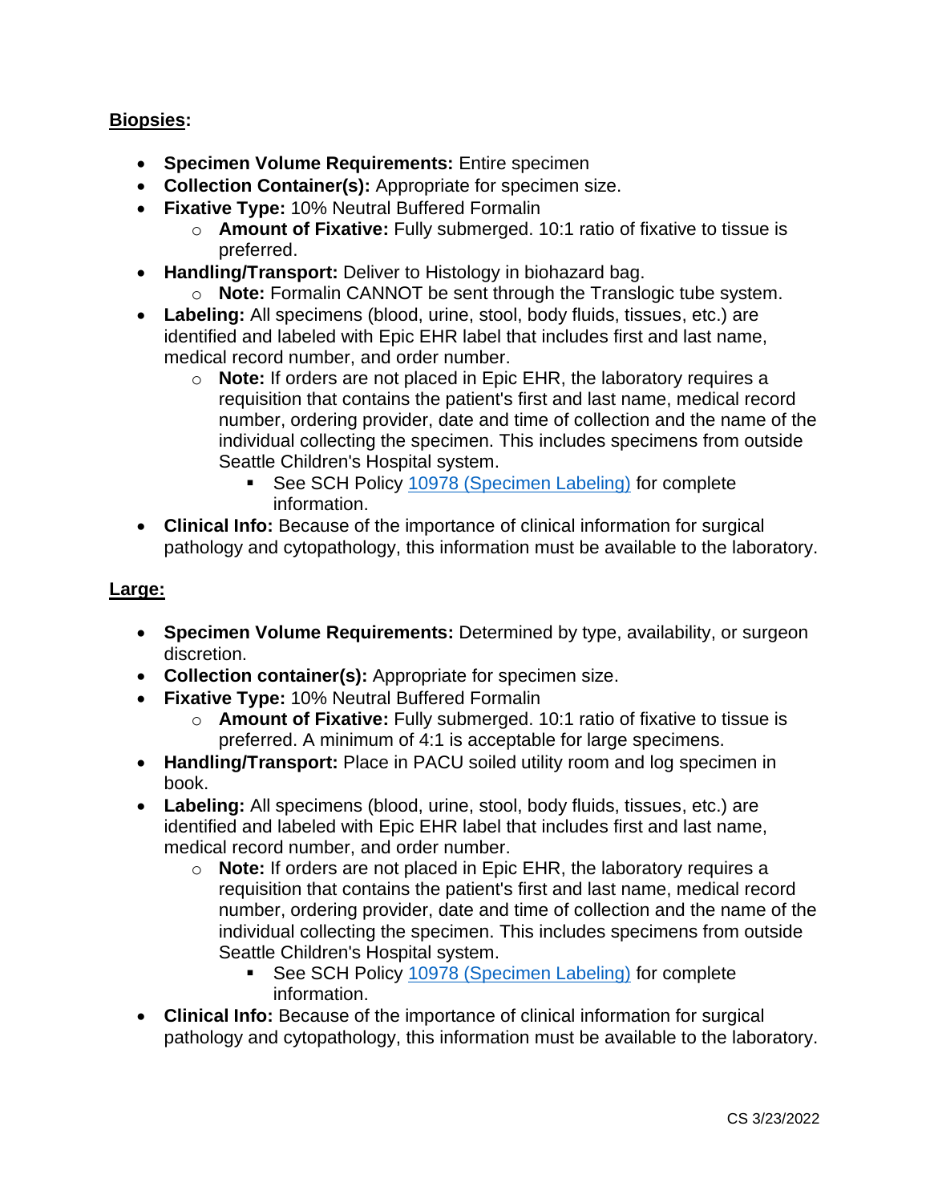**Biopsies:**

- **Specimen Volume Requirements:** Entire specimen
- **Collection Container(s):** Appropriate for specimen size.
- **Fixative Type:** 10% Neutral Buffered Formalin
  - **Amount of Fixative:** Fully submerged. 10:1 ratio of fixative to tissue is preferred.
- **Handling/Transport:** Deliver to Histology in biohazard bag.
  - **Note:** Formalin CANNOT be sent through the Translogic tube system.
- **Labeling:** All specimens (blood, urine, stool, body fluids, tissues, etc.) are identified and labeled with Epic EHR label that includes first and last name, medical record number, and order number.
  - **Note:** If orders are not placed in Epic EHR, the laboratory requires a requisition that contains the patient's first and last name, medical record number, ordering provider, date and time of collection and the name of the individual collecting the specimen. This includes specimens from outside Seattle Children's Hospital system.
    - See SCH Policy 10978 (Specimen Labeling) for complete information.
- **Clinical Info:** Because of the importance of clinical information for surgical pathology and cytopathology, this information must be available to the laboratory.

**Large:**

- **Specimen Volume Requirements:** Determined by type, availability, or surgeon discretion.
- **Collection container(s):** Appropriate for specimen size.
- **Fixative Type:** 10% Neutral Buffered Formalin
  - **Amount of Fixative:** Fully submerged. 10:1 ratio of fixative to tissue is preferred. A minimum of 4:1 is acceptable for large specimens.
- **Handling/Transport:** Place in PACU soiled utility room and log specimen in book.
- **Labeling:** All specimens (blood, urine, stool, body fluids, tissues, etc.) are identified and labeled with Epic EHR label that includes first and last name, medical record number, and order number.
  - **Note:** If orders are not placed in Epic EHR, the laboratory requires a requisition that contains the patient's first and last name, medical record number, ordering provider, date and time of collection and the name of the individual collecting the specimen. This includes specimens from outside Seattle Children's Hospital system.
    - See SCH Policy 10978 (Specimen Labeling) for complete information.
- **Clinical Info:** Because of the importance of clinical information for surgical pathology and cytopathology, this information must be available to the laboratory.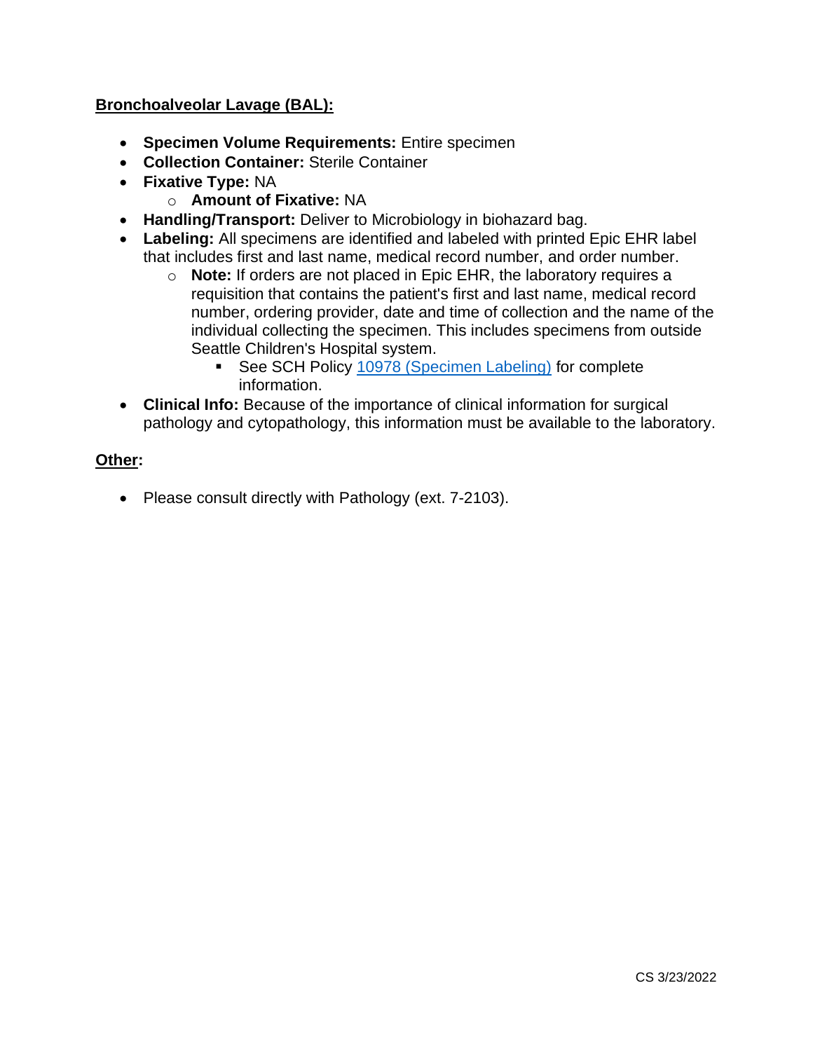**<u>Bronchoalveolar Lavage (BAL):</u>**

- **Specimen Volume Requirements:** Entire specimen
- **Collection Container:** Sterile Container
- **Fixative Type:** NA
    - **Amount of Fixative:** NA
- **Handling/Transport:** Deliver to Microbiology in biohazard bag.
- **Labeling:** All specimens are identified and labeled with printed Epic EHR label that includes first and last name, medical record number, and order number.
    - **Note:** If orders are not placed in Epic EHR, the laboratory requires a requisition that contains the patient's first and last name, medical record number, ordering provider, date and time of collection and the name of the individual collecting the specimen. This includes specimens from outside Seattle Children's Hospital system.
        - See SCH Policy 10978 (Specimen Labeling) for complete information.
- **Clinical Info:** Because of the importance of clinical information for surgical pathology and cytopathology, this information must be available to the laboratory.

**<u>Other</u>:**

- Please consult directly with Pathology (ext. 7-2103).

CS 3/23/2022